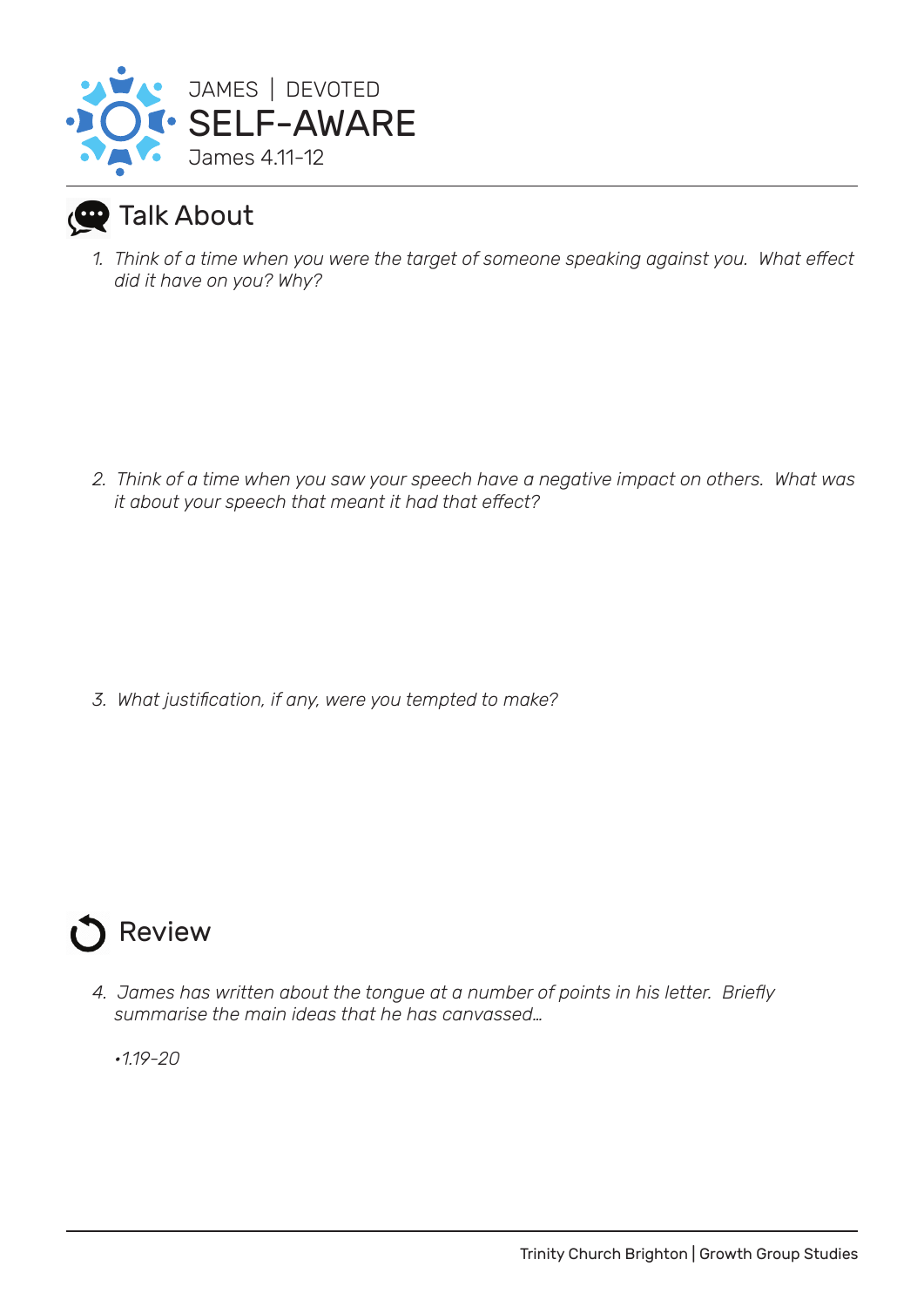JAMES | DEVOTED

# SELF-AWARE

James 4.11-12

## Talk About

1. *Think of a time when you were the target of someone speaking against you. What effect did it have on you? Why?*

2. *Think of a time when you saw your speech have a negative impact on others. What was it about your speech that meant it had that effect?*

3. *What justification, if any, were you tempted to make?*

## Review

4. *James has written about the tongue at a number of points in his letter. Briefly summarise the main ideas that he has canvassed…*

   *•1.19-20*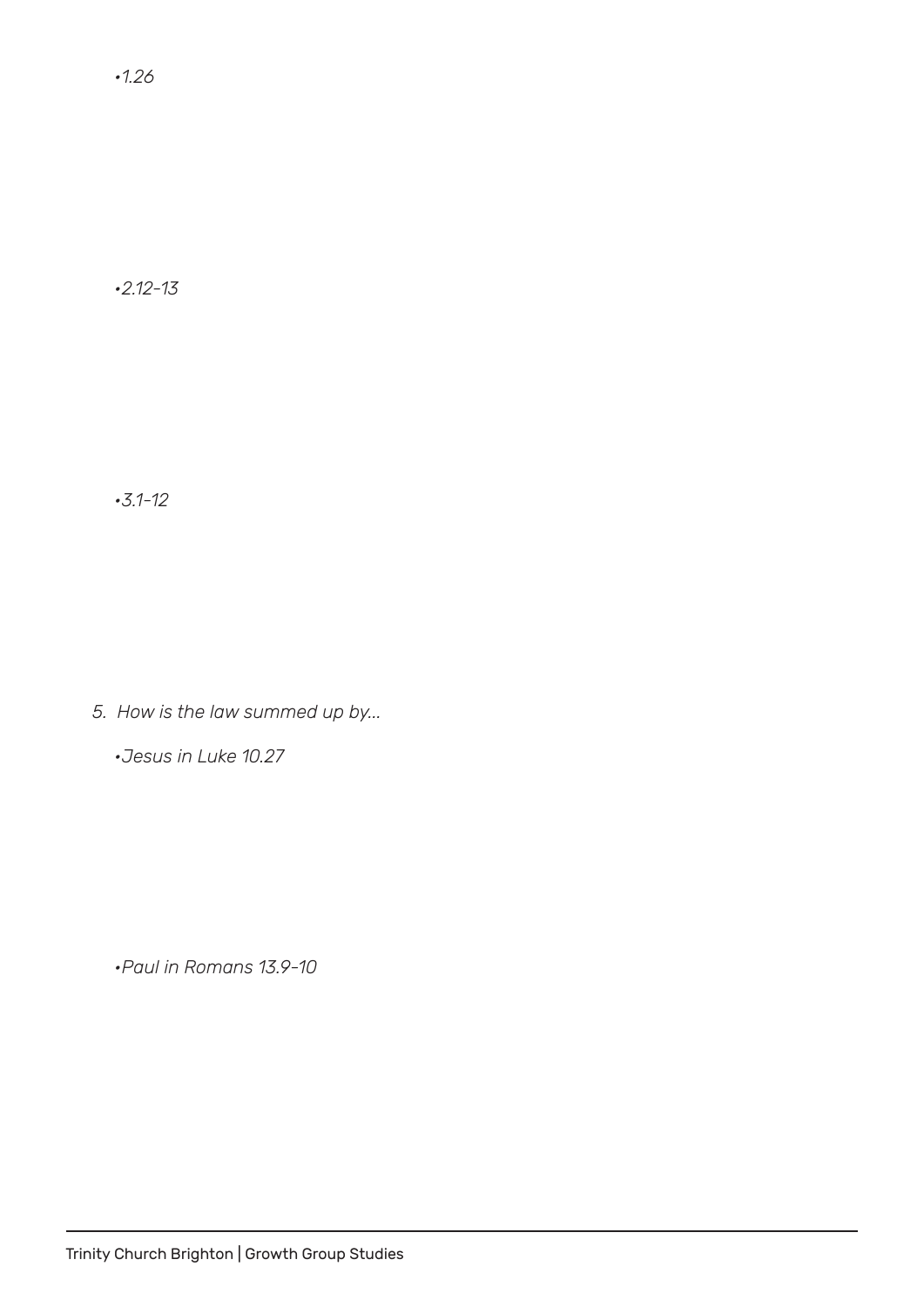*•1.26*

*•2.12-13*

*•3.1-12*

5. *How is the law summed up by...*

   *•Jesus in Luke 10.27*

   *•Paul in Romans 13.9-10*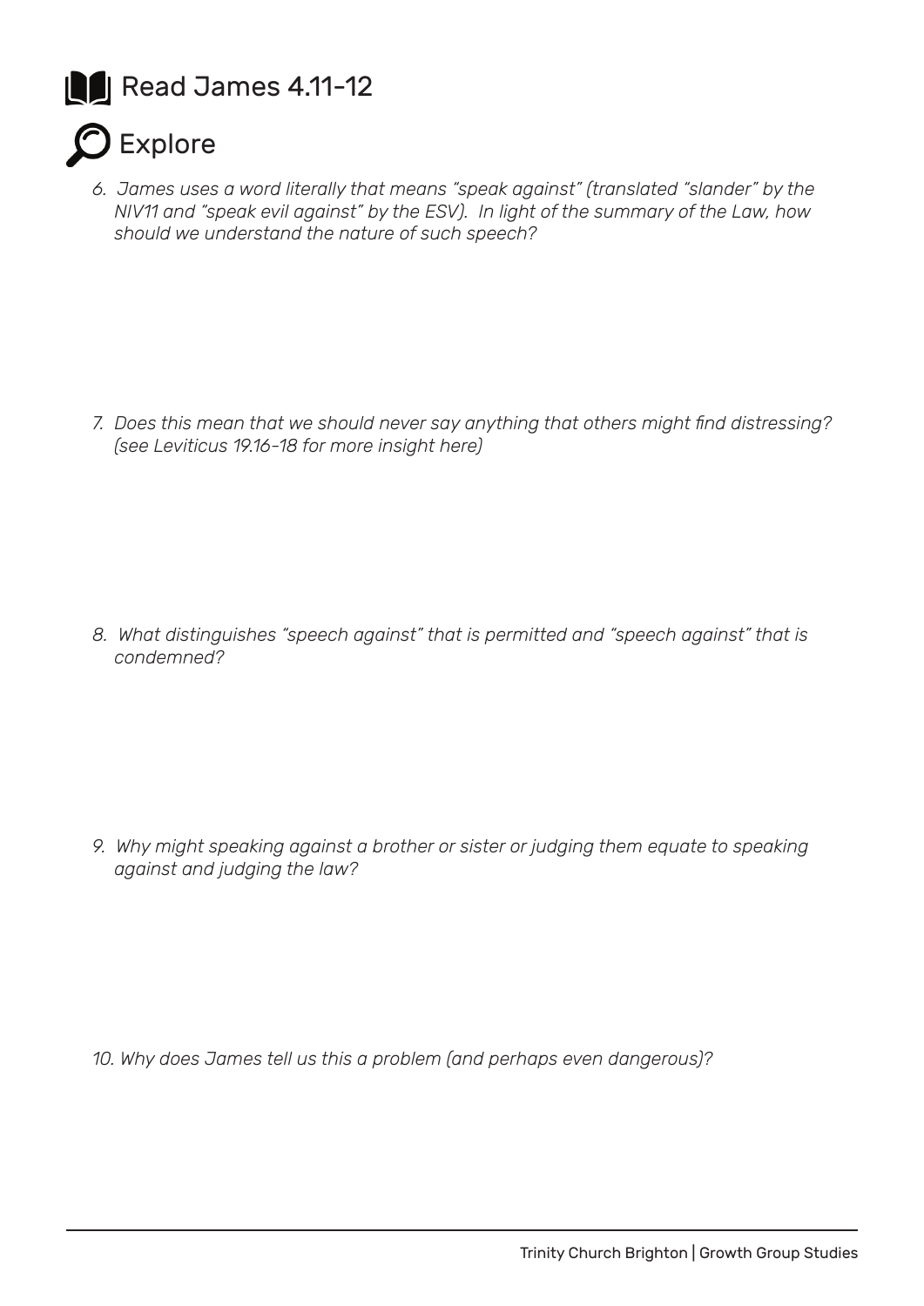## Read James 4.11-12

## Explore

6. *James uses a word literally that means "speak against" (translated "slander" by the NIV11 and "speak evil against" by the ESV). In light of the summary of the Law, how should we understand the nature of such speech?*

7. *Does this mean that we should never say anything that others might find distressing? (see Leviticus 19.16-18 for more insight here)*

8. *What distinguishes "speech against" that is permitted and "speech against" that is condemned?*

9. *Why might speaking against a brother or sister or judging them equate to speaking against and judging the law?*

10. *Why does James tell us this a problem (and perhaps even dangerous)?*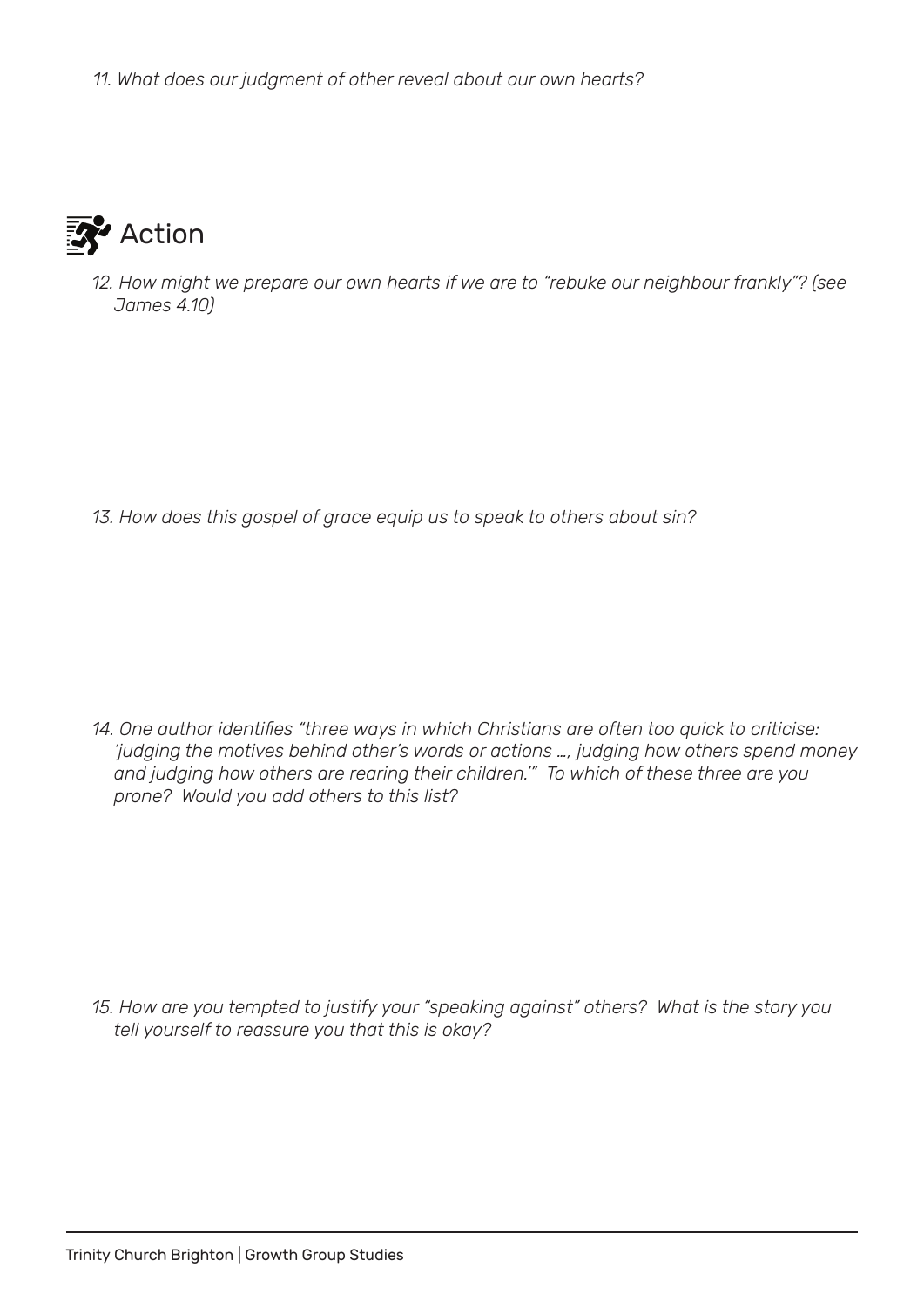*11. What does our judgment of other reveal about our own hearts?*

## Action

*12. How might we prepare our own hearts if we are to "rebuke our neighbour frankly"? (see James 4.10)*

*13. How does this gospel of grace equip us to speak to others about sin?*

*14. One author identifies "three ways in which Christians are often too quick to criticise: 'judging the motives behind other's words or actions …, judging how others spend money and judging how others are rearing their children.'" To which of these three are you prone? Would you add others to this list?*

*15. How are you tempted to justify your "speaking against" others? What is the story you tell yourself to reassure you that this is okay?*